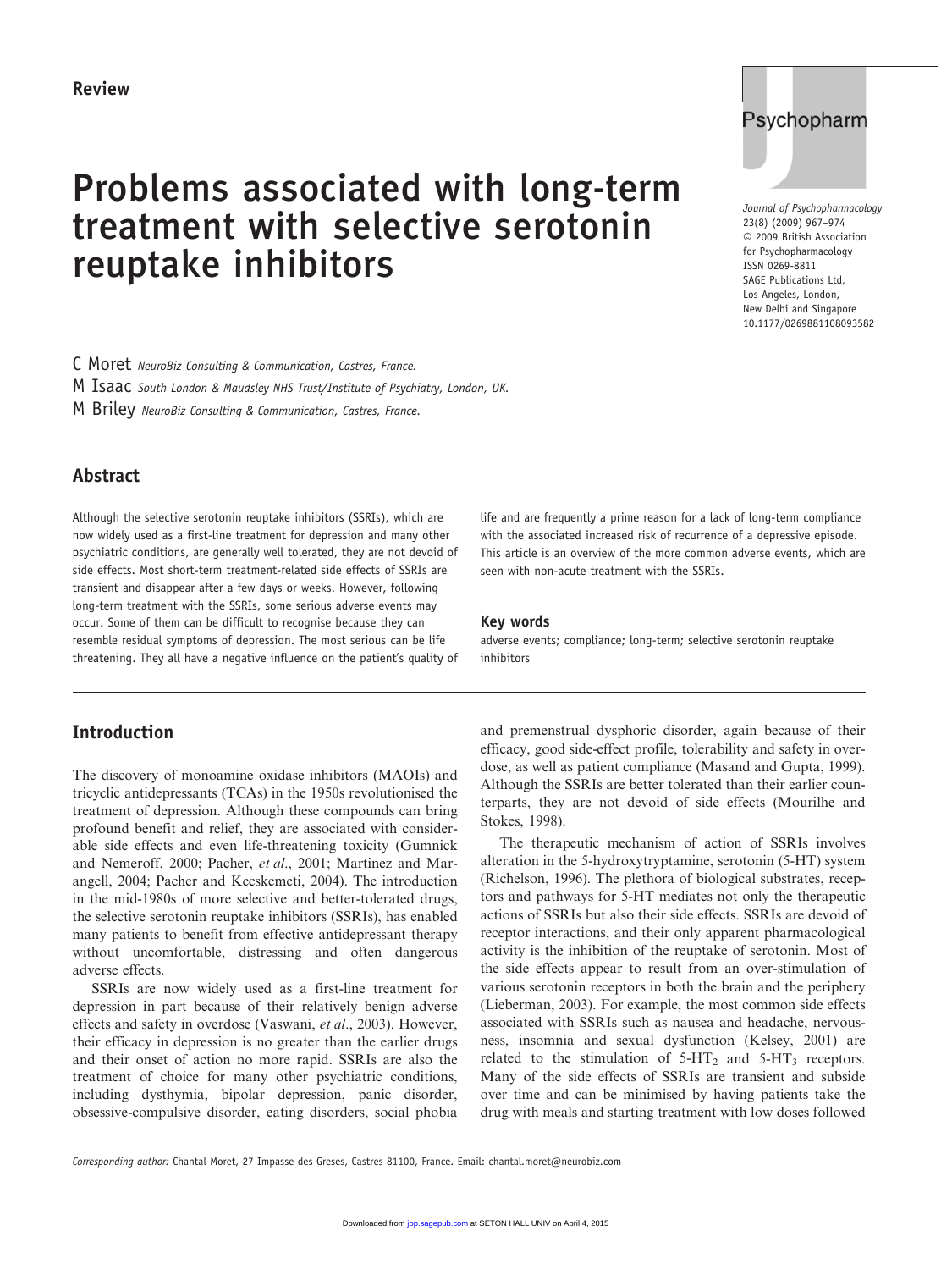Review

# Problems associated with long-term treatment with selective serotonin reuptake inhibitors

C Moret *NeuroBiz Consulting & Communication, Castres, France.*
M Isaac *South London & Maudsley NHS Trust/Institute of Psychiatry, London, UK.*
M Briley *NeuroBiz Consulting & Communication, Castres, France.*

## Abstract

Although the selective serotonin reuptake inhibitors (SSRIs), which are now widely used as a first-line treatment for depression and many other psychiatric conditions, are generally well tolerated, they are not devoid of side effects. Most short-term treatment-related side effects of SSRIs are transient and disappear after a few days or weeks. However, following long-term treatment with the SSRIs, some serious adverse events may occur. Some of them can be difficult to recognise because they can resemble residual symptoms of depression. The most serious can be life threatening. They all have a negative influence on the patient's quality of life and are frequently a prime reason for a lack of long-term compliance with the associated increased risk of recurrence of a depressive episode. This article is an overview of the more common adverse events, which are seen with non-acute treatment with the SSRIs.

### Key words

adverse events; compliance; long-term; selective serotonin reuptake inhibitors

## Introduction

The discovery of monoamine oxidase inhibitors (MAOIs) and tricyclic antidepressants (TCAs) in the 1950s revolutionised the treatment of depression. Although these compounds can bring profound benefit and relief, they are associated with considerable side effects and even life-threatening toxicity (Gumnick and Nemeroff, 2000; Pacher, *et al.*, 2001; Martinez and Marangell, 2004; Pacher and Kecskemeti, 2004). The introduction in the mid-1980s of more selective and better-tolerated drugs, the selective serotonin reuptake inhibitors (SSRIs), has enabled many patients to benefit from effective antidepressant therapy without uncomfortable, distressing and often dangerous adverse effects.

SSRIs are now widely used as a first-line treatment for depression in part because of their relatively benign adverse effects and safety in overdose (Vaswani, *et al.*, 2003). However, their efficacy in depression is no greater than the earlier drugs and their onset of action no more rapid. SSRIs are also the treatment of choice for many other psychiatric conditions, including dysthymia, bipolar depression, panic disorder, obsessive-compulsive disorder, eating disorders, social phobia and premenstrual dysphoric disorder, again because of their efficacy, good side-effect profile, tolerability and safety in overdose, as well as patient compliance (Masand and Gupta, 1999). Although the SSRIs are better tolerated than their earlier counterparts, they are not devoid of side effects (Mourilhe and Stokes, 1998).

The therapeutic mechanism of action of SSRIs involves alteration in the 5-hydroxytryptamine, serotonin (5-HT) system (Richelson, 1996). The plethora of biological substrates, receptors and pathways for 5-HT mediates not only the therapeutic actions of SSRIs but also their side effects. SSRIs are devoid of receptor interactions, and their only apparent pharmacological activity is the inhibition of the reuptake of serotonin. Most of the side effects appear to result from an over-stimulation of various serotonin receptors in both the brain and the periphery (Lieberman, 2003). For example, the most common side effects associated with SSRIs such as nausea and headache, nervousness, insomnia and sexual dysfunction (Kelsey, 2001) are related to the stimulation of $5\text{-HT}_2$ and $5\text{-HT}_3$ receptors. Many of the side effects of SSRIs are transient and subside over time and can be minimised by having patients take the drug with meals and starting treatment with low doses followed

*Corresponding author:* Chantal Moret, 27 Impasse des Greses, Castres 81100, France. Email: chantal.moret@neurobiz.com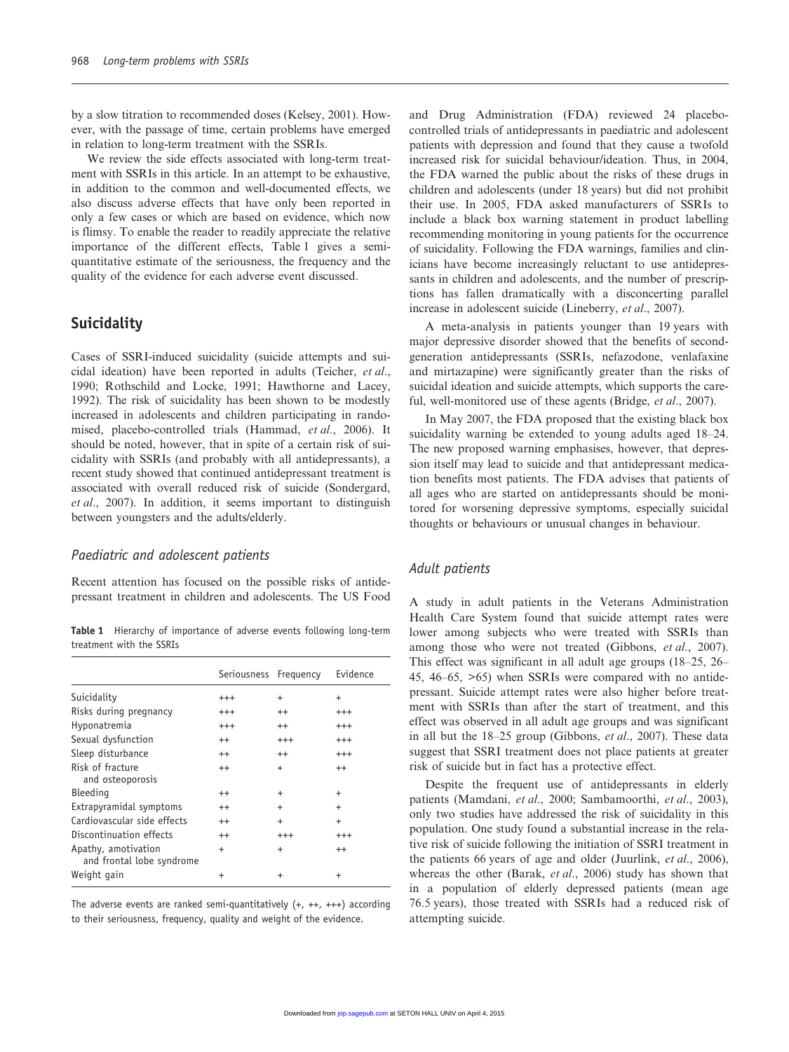by a slow titration to recommended doses (Kelsey, 2001). However, with the passage of time, certain problems have emerged in relation to long-term treatment with the SSRIs.

We review the side effects associated with long-term treatment with SSRIs in this article. In an attempt to be exhaustive, in addition to the common and well-documented effects, we also discuss adverse effects that have only been reported in only a few cases or which are based on evidence, which now is flimsy. To enable the reader to readily appreciate the relative importance of the different effects, Table 1 gives a semi-quantitative estimate of the seriousness, the frequency and the quality of the evidence for each adverse event discussed.

## Suicidality

Cases of SSRI-induced suicidality (suicide attempts and suicidal ideation) have been reported in adults (Teicher, *et al*., 1990; Rothschild and Locke, 1991; Hawthorne and Lacey, 1992). The risk of suicidality has been shown to be modestly increased in adolescents and children participating in randomised, placebo-controlled trials (Hammad, *et al*., 2006). It should be noted, however, that in spite of a certain risk of suicidality with SSRIs (and probably with all antidepressants), a recent study showed that continued antidepressant treatment is associated with overall reduced risk of suicide (Sondergard, *et al*., 2007). In addition, it seems important to distinguish between youngsters and the adults/elderly.

### *Paediatric and adolescent patients*

Recent attention has focused on the possible risks of antidepressant treatment in children and adolescents. The US Food and Drug Administration (FDA) reviewed 24 placebo-controlled trials of antidepressants in paediatric and adolescent patients with depression and found that they cause a twofold increased risk for suicidal behaviour/ideation. Thus, in 2004, the FDA warned the public about the risks of these drugs in children and adolescents (under 18 years) but did not prohibit their use. In 2005, FDA asked manufacturers of SSRIs to include a black box warning statement in product labelling recommending monitoring in young patients for the occurrence of suicidality. Following the FDA warnings, families and clinicians have become increasingly reluctant to use antidepressants in children and adolescents, and the number of prescriptions has fallen dramatically with a disconcerting parallel increase in adolescent suicide (Lineberry, *et al*., 2007).

A meta-analysis in patients younger than 19 years with major depressive disorder showed that the benefits of second-generation antidepressants (SSRIs, nefazodone, venlafaxine and mirtazapine) were significantly greater than the risks of suicidal ideation and suicide attempts, which supports the careful, well-monitored use of these agents (Bridge, *et al*., 2007).

In May 2007, the FDA proposed that the existing black box suicidality warning be extended to young adults aged 18–24. The new proposed warning emphasises, however, that depression itself may lead to suicide and that antidepressant medication benefits most patients. The FDA advises that patients of all ages who are started on antidepressants should be monitored for worsening depressive symptoms, especially suicidal thoughts or behaviours or unusual changes in behaviour.

**Table 1** Hierarchy of importance of adverse events following long-term treatment with the SSRIs

| | Seriousness | Frequency | Evidence |
|---|---|---|---|
| Suicidality | +++ | + | + |
| Risks during pregnancy | +++ | ++ | +++ |
| Hyponatremia | +++ | ++ | +++ |
| Sexual dysfunction | ++ | +++ | +++ |
| Sleep disturbance | ++ | ++ | +++ |
| Risk of fracture and osteoporosis | ++ | + | ++ |
| Bleeding | ++ | + | + |
| Extrapyramidal symptoms | ++ | + | + |
| Cardiovascular side effects | ++ | + | + |
| Discontinuation effects | ++ | +++ | +++ |
| Apathy, amotivation and frontal lobe syndrome | + | + | ++ |
| Weight gain | + | + | + |

The adverse events are ranked semi-quantitatively (+, ++, +++) according to their seriousness, frequency, quality and weight of the evidence.

### *Adult patients*

A study in adult patients in the Veterans Administration Health Care System found that suicide attempt rates were lower among subjects who were treated with SSRIs than among those who were not treated (Gibbons, *et al*., 2007). This effect was significant in all adult age groups (18–25, 26–45, 46–65, >65) when SSRIs were compared with no antidepressant. Suicide attempt rates were also higher before treatment with SSRIs than after the start of treatment, and this effect was observed in all adult age groups and was significant in all but the 18–25 group (Gibbons, *et al*., 2007). These data suggest that SSRI treatment does not place patients at greater risk of suicide but in fact has a protective effect.

Despite the frequent use of antidepressants in elderly patients (Mamdani, *et al*., 2000; Sambamoorthi, *et al*., 2003), only two studies have addressed the risk of suicidality in this population. One study found a substantial increase in the relative risk of suicide following the initiation of SSRI treatment in the patients 66 years of age and older (Juurlink, *et al*., 2006), whereas the other (Barak, *et al*., 2006) study has shown that in a population of elderly depressed patients (mean age 76.5 years), those treated with SSRIs had a reduced risk of attempting suicide.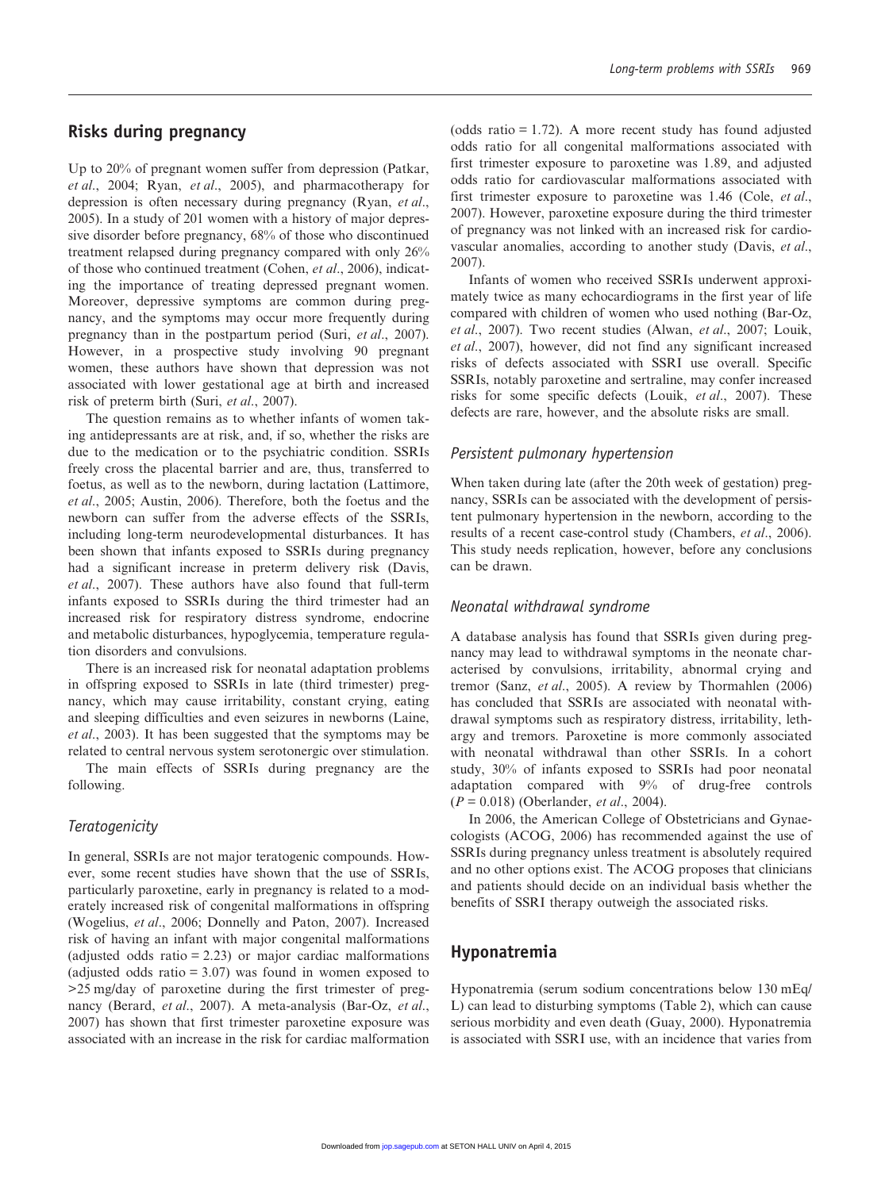## Risks during pregnancy

Up to 20% of pregnant women suffer from depression (Patkar, *et al*., 2004; Ryan, *et al*., 2005), and pharmacotherapy for depression is often necessary during pregnancy (Ryan, *et al*., 2005). In a study of 201 women with a history of major depressive disorder before pregnancy, 68% of those who discontinued treatment relapsed during pregnancy compared with only 26% of those who continued treatment (Cohen, *et al*., 2006), indicating the importance of treating depressed pregnant women. Moreover, depressive symptoms are common during pregnancy, and the symptoms may occur more frequently during pregnancy than in the postpartum period (Suri, *et al*., 2007). However, in a prospective study involving 90 pregnant women, these authors have shown that depression was not associated with lower gestational age at birth and increased risk of preterm birth (Suri, *et al*., 2007).

The question remains as to whether infants of women taking antidepressants are at risk, and, if so, whether the risks are due to the medication or to the psychiatric condition. SSRIs freely cross the placental barrier and are, thus, transferred to foetus, as well as to the newborn, during lactation (Lattimore, *et al*., 2005; Austin, 2006). Therefore, both the foetus and the newborn can suffer from the adverse effects of the SSRIs, including long-term neurodevelopmental disturbances. It has been shown that infants exposed to SSRIs during pregnancy had a significant increase in preterm delivery risk (Davis, *et al*., 2007). These authors have also found that full-term infants exposed to SSRIs during the third trimester had an increased risk for respiratory distress syndrome, endocrine and metabolic disturbances, hypoglycemia, temperature regulation disorders and convulsions.

There is an increased risk for neonatal adaptation problems in offspring exposed to SSRIs in late (third trimester) pregnancy, which may cause irritability, constant crying, eating and sleeping difficulties and even seizures in newborns (Laine, *et al*., 2003). It has been suggested that the symptoms may be related to central nervous system serotonergic over stimulation.

The main effects of SSRIs during pregnancy are the following.

### *Teratogenicity*

In general, SSRIs are not major teratogenic compounds. However, some recent studies have shown that the use of SSRIs, particularly paroxetine, early in pregnancy is related to a moderately increased risk of congenital malformations in offspring (Wogelius, *et al*., 2006; Donnelly and Paton, 2007). Increased risk of having an infant with major congenital malformations (adjusted odds ratio = 2.23) or major cardiac malformations (adjusted odds ratio = 3.07) was found in women exposed to >25 mg/day of paroxetine during the first trimester of pregnancy (Berard, *et al*., 2007). A meta-analysis (Bar-Oz, *et al*., 2007) has shown that first trimester paroxetine exposure was associated with an increase in the risk for cardiac malformation (odds ratio = 1.72). A more recent study has found adjusted odds ratio for all congenital malformations associated with first trimester exposure to paroxetine was 1.89, and adjusted odds ratio for cardiovascular malformations associated with first trimester exposure to paroxetine was 1.46 (Cole, *et al*., 2007). However, paroxetine exposure during the third trimester of pregnancy was not linked with an increased risk for cardiovascular anomalies, according to another study (Davis, *et al*., 2007).

Infants of women who received SSRIs underwent approximately twice as many echocardiograms in the first year of life compared with children of women who used nothing (Bar-Oz, *et al*., 2007). Two recent studies (Alwan, *et al*., 2007; Louik, *et al*., 2007), however, did not find any significant increased risks of defects associated with SSRI use overall. Specific SSRIs, notably paroxetine and sertraline, may confer increased risks for some specific defects (Louik, *et al*., 2007). These defects are rare, however, and the absolute risks are small.

### *Persistent pulmonary hypertension*

When taken during late (after the 20th week of gestation) pregnancy, SSRIs can be associated with the development of persistent pulmonary hypertension in the newborn, according to the results of a recent case-control study (Chambers, *et al*., 2006). This study needs replication, however, before any conclusions can be drawn.

### *Neonatal withdrawal syndrome*

A database analysis has found that SSRIs given during pregnancy may lead to withdrawal symptoms in the neonate characterised by convulsions, irritability, abnormal crying and tremor (Sanz, *et al*., 2005). A review by Thormahlen (2006) has concluded that SSRIs are associated with neonatal withdrawal symptoms such as respiratory distress, irritability, lethargy and tremors. Paroxetine is more commonly associated with neonatal withdrawal than other SSRIs. In a cohort study, 30% of infants exposed to SSRIs had poor neonatal adaptation compared with 9% of drug-free controls ($P = 0.018$) (Oberlander, *et al*., 2004).

In 2006, the American College of Obstetricians and Gynaecologists (ACOG, 2006) has recommended against the use of SSRIs during pregnancy unless treatment is absolutely required and no other options exist. The ACOG proposes that clinicians and patients should decide on an individual basis whether the benefits of SSRI therapy outweigh the associated risks.

## Hyponatremia

Hyponatremia (serum sodium concentrations below 130 mEq/L) can lead to disturbing symptoms (Table 2), which can cause serious morbidity and even death (Guay, 2000). Hyponatremia is associated with SSRI use, with an incidence that varies from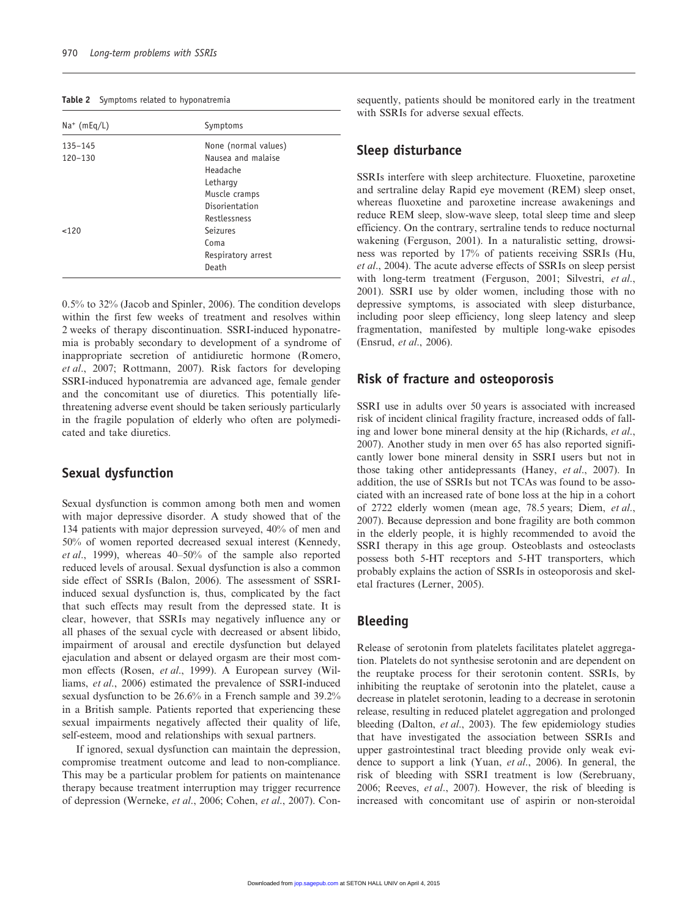**Table 2** Symptoms related to hyponatremia

| $Na^+$ (mEq/L) | Symptoms |
|---|---|
| 135–145 | None (normal values) |
| 120–130 | Nausea and malaise |
| | Headache |
| | Lethargy |
| | Muscle cramps |
| | Disorientation |
| | Restlessness |
| <120 | Seizures |
| | Coma |
| | Respiratory arrest |
| | Death |

0.5% to 32% (Jacob and Spinler, 2006). The condition develops within the first few weeks of treatment and resolves within 2 weeks of therapy discontinuation. SSRI-induced hyponatremia is probably secondary to development of a syndrome of inappropriate secretion of antidiuretic hormone (Romero, *et al*., 2007; Rottmann, 2007). Risk factors for developing SSRI-induced hyponatremia are advanced age, female gender and the concomitant use of diuretics. This potentially life-threatening adverse event should be taken seriously particularly in the fragile population of elderly who often are polymedicated and take diuretics.

## Sexual dysfunction

Sexual dysfunction is common among both men and women with major depressive disorder. A study showed that of the 134 patients with major depression surveyed, 40% of men and 50% of women reported decreased sexual interest (Kennedy, *et al*., 1999), whereas 40–50% of the sample also reported reduced levels of arousal. Sexual dysfunction is also a common side effect of SSRIs (Balon, 2006). The assessment of SSRI-induced sexual dysfunction is, thus, complicated by the fact that such effects may result from the depressed state. It is clear, however, that SSRIs may negatively influence any or all phases of the sexual cycle with decreased or absent libido, impairment of arousal and erectile dysfunction but delayed ejaculation and absent or delayed orgasm are their most common effects (Rosen, *et al*., 1999). A European survey (Williams, *et al*., 2006) estimated the prevalence of SSRI-induced sexual dysfunction to be 26.6% in a French sample and 39.2% in a British sample. Patients reported that experiencing these sexual impairments negatively affected their quality of life, self-esteem, mood and relationships with sexual partners.

If ignored, sexual dysfunction can maintain the depression, compromise treatment outcome and lead to non-compliance. This may be a particular problem for patients on maintenance therapy because treatment interruption may trigger recurrence of depression (Werneke, *et al*., 2006; Cohen, *et al*., 2007). Consequently, patients should be monitored early in the treatment with SSRIs for adverse sexual effects.

## Sleep disturbance

SSRIs interfere with sleep architecture. Fluoxetine, paroxetine and sertraline delay Rapid eye movement (REM) sleep onset, whereas fluoxetine and paroxetine increase awakenings and reduce REM sleep, slow-wave sleep, total sleep time and sleep efficiency. On the contrary, sertraline tends to reduce nocturnal wakening (Ferguson, 2001). In a naturalistic setting, drowsiness was reported by 17% of patients receiving SSRIs (Hu, *et al*., 2004). The acute adverse effects of SSRIs on sleep persist with long-term treatment (Ferguson, 2001; Silvestri, *et al*., 2001). SSRI use by older women, including those with no depressive symptoms, is associated with sleep disturbance, including poor sleep efficiency, long sleep latency and sleep fragmentation, manifested by multiple long-wake episodes (Ensrud, *et al*., 2006).

## Risk of fracture and osteoporosis

SSRI use in adults over 50 years is associated with increased risk of incident clinical fragility fracture, increased odds of falling and lower bone mineral density at the hip (Richards, *et al*., 2007). Another study in men over 65 has also reported significantly lower bone mineral density in SSRI users but not in those taking other antidepressants (Haney, *et al*., 2007). In addition, the use of SSRIs but not TCAs was found to be associated with an increased rate of bone loss at the hip in a cohort of 2722 elderly women (mean age, 78.5 years; Diem, *et al*., 2007). Because depression and bone fragility are both common in the elderly people, it is highly recommended to avoid the SSRI therapy in this age group. Osteoblasts and osteoclasts possess both 5-HT receptors and 5-HT transporters, which probably explains the action of SSRIs in osteoporosis and skeletal fractures (Lerner, 2005).

## Bleeding

Release of serotonin from platelets facilitates platelet aggregation. Platelets do not synthesise serotonin and are dependent on the reuptake process for their serotonin content. SSRIs, by inhibiting the reuptake of serotonin into the platelet, cause a decrease in platelet serotonin, leading to a decrease in serotonin release, resulting in reduced platelet aggregation and prolonged bleeding (Dalton, *et al*., 2003). The few epidemiology studies that have investigated the association between SSRIs and upper gastrointestinal tract bleeding provide only weak evidence to support a link (Yuan, *et al*., 2006). In general, the risk of bleeding with SSRI treatment is low (Serebruany, 2006; Reeves, *et al*., 2007). However, the risk of bleeding is increased with concomitant use of aspirin or non-steroidal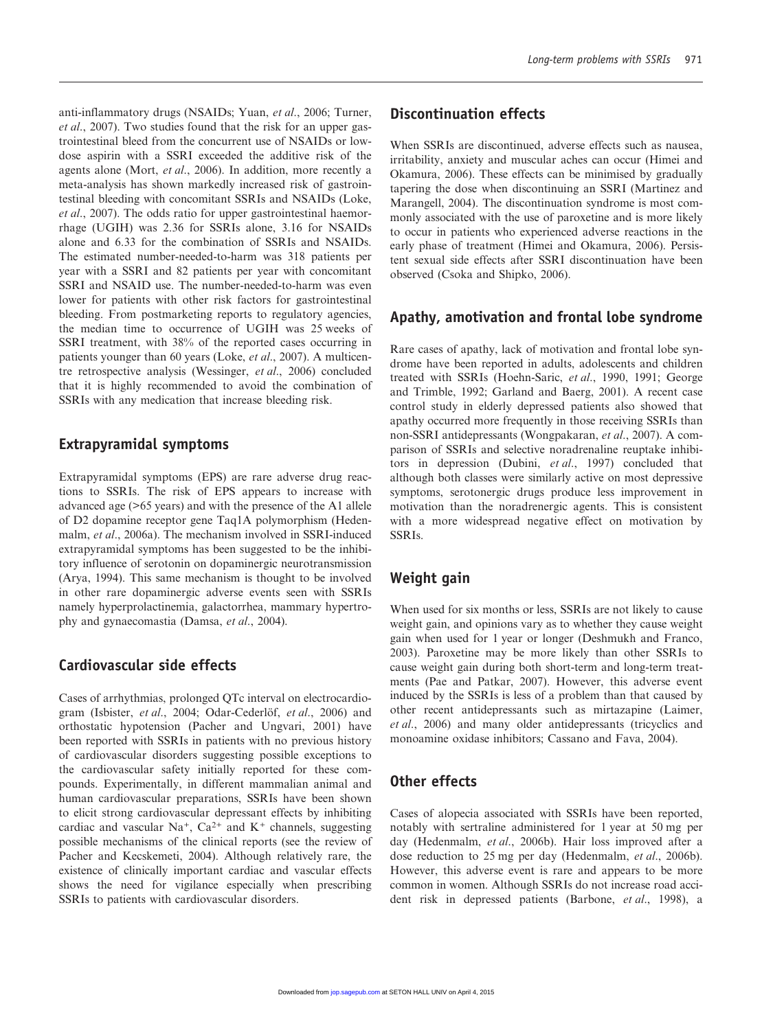anti-inflammatory drugs (NSAIDs; Yuan, *et al*., 2006; Turner, *et al*., 2007). Two studies found that the risk for an upper gastrointestinal bleed from the concurrent use of NSAIDs or low-dose aspirin with a SSRI exceeded the additive risk of the agents alone (Mort, *et al*., 2006). In addition, more recently a meta-analysis has shown markedly increased risk of gastrointestinal bleeding with concomitant SSRIs and NSAIDs (Loke, *et al*., 2007). The odds ratio for upper gastrointestinal haemorrhage (UGIH) was 2.36 for SSRIs alone, 3.16 for NSAIDs alone and 6.33 for the combination of SSRIs and NSAIDs. The estimated number-needed-to-harm was 318 patients per year with a SSRI and 82 patients per year with concomitant SSRI and NSAID use. The number-needed-to-harm was even lower for patients with other risk factors for gastrointestinal bleeding. From postmarketing reports to regulatory agencies, the median time to occurrence of UGIH was 25 weeks of SSRI treatment, with 38% of the reported cases occurring in patients younger than 60 years (Loke, *et al*., 2007). A multicentre retrospective analysis (Wessinger, *et al*., 2006) concluded that it is highly recommended to avoid the combination of SSRIs with any medication that increase bleeding risk.

## Extrapyramidal symptoms

Extrapyramidal symptoms (EPS) are rare adverse drug reactions to SSRIs. The risk of EPS appears to increase with advanced age (>65 years) and with the presence of the A1 allele of D2 dopamine receptor gene Taq1A polymorphism (Hedenmalm, *et al*., 2006a). The mechanism involved in SSRI-induced extrapyramidal symptoms has been suggested to be the inhibitory influence of serotonin on dopaminergic neurotransmission (Arya, 1994). This same mechanism is thought to be involved in other rare dopaminergic adverse events seen with SSRIs namely hyperprolactinemia, galactorrhea, mammary hypertrophy and gynaecomastia (Damsa, *et al*., 2004).

## Cardiovascular side effects

Cases of arrhythmias, prolonged QTc interval on electrocardiogram (Isbister, *et al*., 2004; Odar-Cederlöf, *et al*., 2006) and orthostatic hypotension (Pacher and Ungvari, 2001) have been reported with SSRIs in patients with no previous history of cardiovascular disorders suggesting possible exceptions to the cardiovascular safety initially reported for these compounds. Experimentally, in different mammalian animal and human cardiovascular preparations, SSRIs have been shown to elicit strong cardiovascular depressant effects by inhibiting cardiac and vascular $Na^+$, $Ca^{2+}$ and $K^+$ channels, suggesting possible mechanisms of the clinical reports (see the review of Pacher and Kecskemeti, 2004). Although relatively rare, the existence of clinically important cardiac and vascular effects shows the need for vigilance especially when prescribing SSRIs to patients with cardiovascular disorders.

## Discontinuation effects

When SSRIs are discontinued, adverse effects such as nausea, irritability, anxiety and muscular aches can occur (Himei and Okamura, 2006). These effects can be minimised by gradually tapering the dose when discontinuing an SSRI (Martinez and Marangell, 2004). The discontinuation syndrome is most commonly associated with the use of paroxetine and is more likely to occur in patients who experienced adverse reactions in the early phase of treatment (Himei and Okamura, 2006). Persistent sexual side effects after SSRI discontinuation have been observed (Csoka and Shipko, 2006).

## Apathy, amotivation and frontal lobe syndrome

Rare cases of apathy, lack of motivation and frontal lobe syndrome have been reported in adults, adolescents and children treated with SSRIs (Hoehn-Saric, *et al*., 1990, 1991; George and Trimble, 1992; Garland and Baerg, 2001). A recent case control study in elderly depressed patients also showed that apathy occurred more frequently in those receiving SSRIs than non-SSRI antidepressants (Wongpakaran, *et al*., 2007). A comparison of SSRIs and selective noradrenaline reuptake inhibitors in depression (Dubini, *et al*., 1997) concluded that although both classes were similarly active on most depressive symptoms, serotonergic drugs produce less improvement in motivation than the noradrenergic agents. This is consistent with a more widespread negative effect on motivation by SSRIs.

## Weight gain

When used for six months or less, SSRIs are not likely to cause weight gain, and opinions vary as to whether they cause weight gain when used for 1 year or longer (Deshmukh and Franco, 2003). Paroxetine may be more likely than other SSRIs to cause weight gain during both short-term and long-term treatments (Pae and Patkar, 2007). However, this adverse event induced by the SSRIs is less of a problem than that caused by other recent antidepressants such as mirtazapine (Laimer, *et al*., 2006) and many older antidepressants (tricyclics and monoamine oxidase inhibitors; Cassano and Fava, 2004).

## Other effects

Cases of alopecia associated with SSRIs have been reported, notably with sertraline administered for 1 year at 50 mg per day (Hedenmalm, *et al*., 2006b). Hair loss improved after a dose reduction to 25 mg per day (Hedenmalm, *et al*., 2006b). However, this adverse event is rare and appears to be more common in women. Although SSRIs do not increase road accident risk in depressed patients (Barbone, *et al*., 1998), a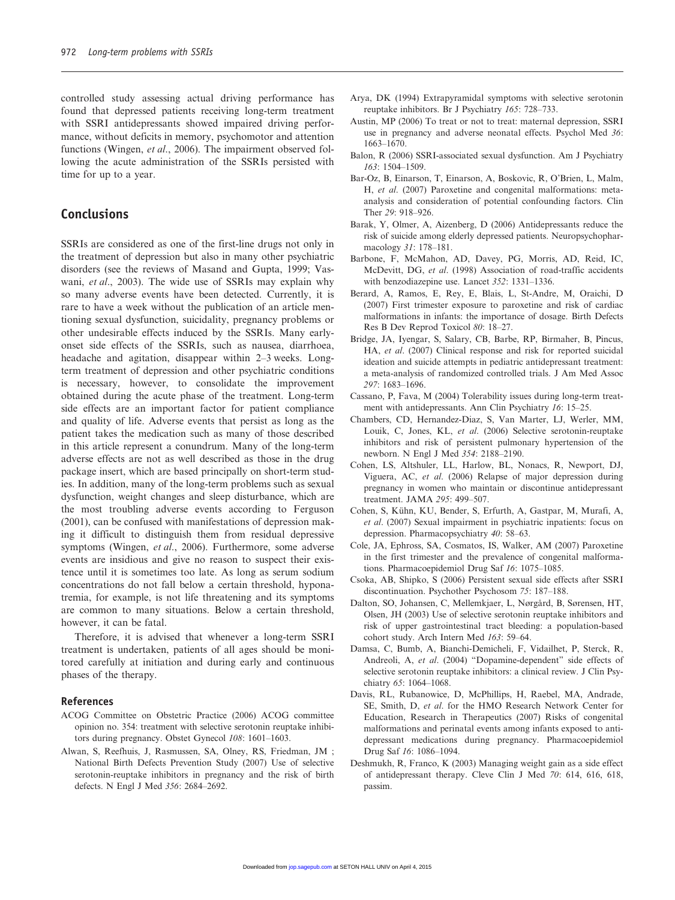controlled study assessing actual driving performance has found that depressed patients receiving long-term treatment with SSRI antidepressants showed impaired driving performance, without deficits in memory, psychomotor and attention functions (Wingen, *et al*., 2006). The impairment observed following the acute administration of the SSRIs persisted with time for up to a year.

## Conclusions

SSRIs are considered as one of the first-line drugs not only in the treatment of depression but also in many other psychiatric disorders (see the reviews of Masand and Gupta, 1999; Vaswani, *et al*., 2003). The wide use of SSRIs may explain why so many adverse events have been detected. Currently, it is rare to have a week without the publication of an article mentioning sexual dysfunction, suicidality, pregnancy problems or other undesirable effects induced by the SSRIs. Many early-onset side effects of the SSRIs, such as nausea, diarrhoea, headache and agitation, disappear within 2–3 weeks. Long-term treatment of depression and other psychiatric conditions is necessary, however, to consolidate the improvement obtained during the acute phase of the treatment. Long-term side effects are an important factor for patient compliance and quality of life. Adverse events that persist as long as the patient takes the medication such as many of those described in this article represent a conundrum. Many of the long-term adverse effects are not as well described as those in the drug package insert, which are based principally on short-term studies. In addition, many of the long-term problems such as sexual dysfunction, weight changes and sleep disturbance, which are the most troubling adverse events according to Ferguson (2001), can be confused with manifestations of depression making it difficult to distinguish them from residual depressive symptoms (Wingen, *et al*., 2006). Furthermore, some adverse events are insidious and give no reason to suspect their existence until it is sometimes too late. As long as serum sodium concentrations do not fall below a certain threshold, hyponatremia, for example, is not life threatening and its symptoms are common to many situations. Below a certain threshold, however, it can be fatal.

Therefore, it is advised that whenever a long-term SSRI treatment is undertaken, patients of all ages should be monitored carefully at initiation and during early and continuous phases of the therapy.

### References

ACOG Committee on Obstetric Practice (2006) ACOG committee opinion no. 354: treatment with selective serotonin reuptake inhibitors during pregnancy. Obstet Gynecol *108*: 1601–1603.

Alwan, S, Reefhuis, J, Rasmussen, SA, Olney, RS, Friedman, JM ; National Birth Defects Prevention Study (2007) Use of selective serotonin-reuptake inhibitors in pregnancy and the risk of birth defects. N Engl J Med *356*: 2684–2692.

Arya, DK (1994) Extrapyramidal symptoms with selective serotonin reuptake inhibitors. Br J Psychiatry *165*: 728–733.

Austin, MP (2006) To treat or not to treat: maternal depression, SSRI use in pregnancy and adverse neonatal effects. Psychol Med *36*: 1663–1670.

Balon, R (2006) SSRI-associated sexual dysfunction. Am J Psychiatry *163*: 1504–1509.

Bar-Oz, B, Einarson, T, Einarson, A, Boskovic, R, O'Brien, L, Malm, H, *et al*. (2007) Paroxetine and congenital malformations: meta-analysis and consideration of potential confounding factors. Clin Ther *29*: 918–926.

Barak, Y, Olmer, A, Aizenberg, D (2006) Antidepressants reduce the risk of suicide among elderly depressed patients. Neuropsychopharmacology *31*: 178–181.

Barbone, F, McMahon, AD, Davey, PG, Morris, AD, Reid, IC, McDevitt, DG, *et al*. (1998) Association of road-traffic accidents with benzodiazepine use. Lancet *352*: 1331–1336.

Berard, A, Ramos, E, Rey, E, Blais, L, St-Andre, M, Oraichi, D (2007) First trimester exposure to paroxetine and risk of cardiac malformations in infants: the importance of dosage. Birth Defects Res B Dev Reprod Toxicol *80*: 18–27.

Bridge, JA, Iyengar, S, Salary, CB, Barbe, RP, Birmaher, B, Pincus, HA, *et al*. (2007) Clinical response and risk for reported suicidal ideation and suicide attempts in pediatric antidepressant treatment: a meta-analysis of randomized controlled trials. J Am Med Assoc *297*: 1683–1696.

Cassano, P, Fava, M (2004) Tolerability issues during long-term treatment with antidepressants. Ann Clin Psychiatry *16*: 15–25.

Chambers, CD, Hernandez-Diaz, S, Van Marter, LJ, Werler, MM, Louik, C, Jones, KL, *et al*. (2006) Selective serotonin-reuptake inhibitors and risk of persistent pulmonary hypertension of the newborn. N Engl J Med *354*: 2188–2190.

Cohen, LS, Altshuler, LL, Harlow, BL, Nonacs, R, Newport, DJ, Viguera, AC, *et al*. (2006) Relapse of major depression during pregnancy in women who maintain or discontinue antidepressant treatment. JAMA *295*: 499–507.

Cohen, S, Kühn, KU, Bender, S, Erfurth, A, Gastpar, M, Murafi, A, *et al*. (2007) Sexual impairment in psychiatric inpatients: focus on depression. Pharmacopsychiatry *40*: 58–63.

Cole, JA, Ephross, SA, Cosmatos, IS, Walker, AM (2007) Paroxetine in the first trimester and the prevalence of congenital malformations. Pharmacoepidemiol Drug Saf *16*: 1075–1085.

Csoka, AB, Shipko, S (2006) Persistent sexual side effects after SSRI discontinuation. Psychother Psychosom *75*: 187–188.

Dalton, SO, Johansen, C, Mellemkjaer, L, Nørgård, B, Sørensen, HT, Olsen, JH (2003) Use of selective serotonin reuptake inhibitors and risk of upper gastrointestinal tract bleeding: a population-based cohort study. Arch Intern Med *163*: 59–64.

Damsa, C, Bumb, A, Bianchi-Demicheli, F, Vidailhet, P, Sterck, R, Andreoli, A, *et al*. (2004) "Dopamine-dependent" side effects of selective serotonin reuptake inhibitors: a clinical review. J Clin Psychiatry *65*: 1064–1068.

Davis, RL, Rubanowice, D, McPhillips, H, Raebel, MA, Andrade, SE, Smith, D, *et al*. for the HMO Research Network Center for Education, Research in Therapeutics (2007) Risks of congenital malformations and perinatal events among infants exposed to antidepressant medications during pregnancy. Pharmacoepidemiol Drug Saf *16*: 1086–1094.

Deshmukh, R, Franco, K (2003) Managing weight gain as a side effect of antidepressant therapy. Cleve Clin J Med *70*: 614, 616, 618, passim.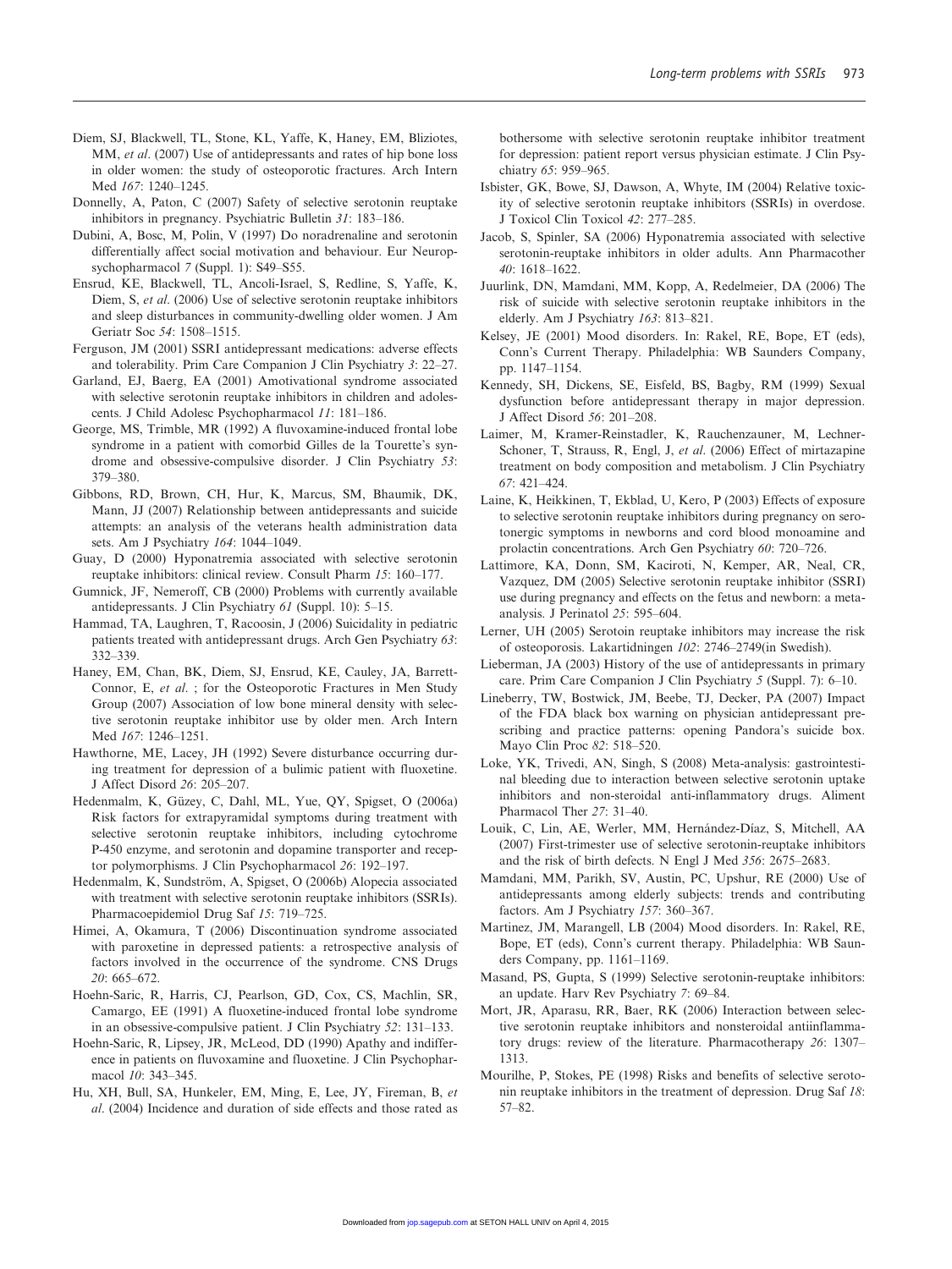Diem, SJ, Blackwell, TL, Stone, KL, Yaffe, K, Haney, EM, Bliziotes, MM, *et al*. (2007) Use of antidepressants and rates of hip bone loss in older women: the study of osteoporotic fractures. Arch Intern Med *167*: 1240–1245.

Donnelly, A, Paton, C (2007) Safety of selective serotonin reuptake inhibitors in pregnancy. Psychiatric Bulletin *31*: 183–186.

Dubini, A, Bosc, M, Polin, V (1997) Do noradrenaline and serotonin differentially affect social motivation and behaviour. Eur Neuropsychopharmacol *7* (Suppl. 1): S49–S55.

Ensrud, KE, Blackwell, TL, Ancoli-Israel, S, Redline, S, Yaffe, K, Diem, S, *et al*. (2006) Use of selective serotonin reuptake inhibitors and sleep disturbances in community-dwelling older women. J Am Geriatr Soc *54*: 1508–1515.

Ferguson, JM (2001) SSRI antidepressant medications: adverse effects and tolerability. Prim Care Companion J Clin Psychiatry *3*: 22–27.

Garland, EJ, Baerg, EA (2001) Amotivational syndrome associated with selective serotonin reuptake inhibitors in children and adolescents. J Child Adolesc Psychopharmacol *11*: 181–186.

George, MS, Trimble, MR (1992) A fluvoxamine-induced frontal lobe syndrome in a patient with comorbid Gilles de la Tourette's syndrome and obsessive-compulsive disorder. J Clin Psychiatry *53*: 379–380.

Gibbons, RD, Brown, CH, Hur, K, Marcus, SM, Bhaumik, DK, Mann, JJ (2007) Relationship between antidepressants and suicide attempts: an analysis of the veterans health administration data sets. Am J Psychiatry *164*: 1044–1049.

Guay, D (2000) Hyponatremia associated with selective serotonin reuptake inhibitors: clinical review. Consult Pharm *15*: 160–177.

Gumnick, JF, Nemeroff, CB (2000) Problems with currently available antidepressants. J Clin Psychiatry *61* (Suppl. 10): 5–15.

Hammad, TA, Laughren, T, Racoosin, J (2006) Suicidality in pediatric patients treated with antidepressant drugs. Arch Gen Psychiatry *63*: 332–339.

Haney, EM, Chan, BK, Diem, SJ, Ensrud, KE, Cauley, JA, Barrett-Connor, E, *et al*. ; for the Osteoporotic Fractures in Men Study Group (2007) Association of low bone mineral density with selective serotonin reuptake inhibitor use by older men. Arch Intern Med *167*: 1246–1251.

Hawthorne, ME, Lacey, JH (1992) Severe disturbance occurring during treatment for depression of a bulimic patient with fluoxetine. J Affect Disord *26*: 205–207.

Hedenmalm, K, Güzey, C, Dahl, ML, Yue, QY, Spigset, O (2006a) Risk factors for extrapyramidal symptoms during treatment with selective serotonin reuptake inhibitors, including cytochrome P-450 enzyme, and serotonin and dopamine transporter and receptor polymorphisms. J Clin Psychopharmacol *26*: 192–197.

Hedenmalm, K, Sundström, A, Spigset, O (2006b) Alopecia associated with treatment with selective serotonin reuptake inhibitors (SSRIs). Pharmacoepidemiol Drug Saf *15*: 719–725.

Himei, A, Okamura, T (2006) Discontinuation syndrome associated with paroxetine in depressed patients: a retrospective analysis of factors involved in the occurrence of the syndrome. CNS Drugs *20*: 665–672.

Hoehn-Saric, R, Harris, CJ, Pearlson, GD, Cox, CS, Machlin, SR, Camargo, EE (1991) A fluoxetine-induced frontal lobe syndrome in an obsessive-compulsive patient. J Clin Psychiatry *52*: 131–133.

Hoehn-Saric, R, Lipsey, JR, McLeod, DD (1990) Apathy and indifference in patients on fluvoxamine and fluoxetine. J Clin Psychopharmacol *10*: 343–345.

Hu, XH, Bull, SA, Hunkeler, EM, Ming, E, Lee, JY, Fireman, B, *et al*. (2004) Incidence and duration of side effects and those rated as bothersome with selective serotonin reuptake inhibitor treatment for depression: patient report versus physician estimate. J Clin Psychiatry *65*: 959–965.

Isbister, GK, Bowe, SJ, Dawson, A, Whyte, IM (2004) Relative toxicity of selective serotonin reuptake inhibitors (SSRIs) in overdose. J Toxicol Clin Toxicol *42*: 277–285.

Jacob, S, Spinler, SA (2006) Hyponatremia associated with selective serotonin-reuptake inhibitors in older adults. Ann Pharmacother *40*: 1618–1622.

Juurlink, DN, Mamdani, MM, Kopp, A, Redelmeier, DA (2006) The risk of suicide with selective serotonin reuptake inhibitors in the elderly. Am J Psychiatry *163*: 813–821.

Kelsey, JE (2001) Mood disorders. In: Rakel, RE, Bope, ET (eds), Conn's Current Therapy. Philadelphia: WB Saunders Company, pp. 1147–1154.

Kennedy, SH, Dickens, SE, Eisfeld, BS, Bagby, RM (1999) Sexual dysfunction before antidepressant therapy in major depression. J Affect Disord *56*: 201–208.

Laimer, M, Kramer-Reinstadler, K, Rauchenzauner, M, Lechner-Schoner, T, Strauss, R, Engl, J, *et al*. (2006) Effect of mirtazapine treatment on body composition and metabolism. J Clin Psychiatry *67*: 421–424.

Laine, K, Heikkinen, T, Ekblad, U, Kero, P (2003) Effects of exposure to selective serotonin reuptake inhibitors during pregnancy on serotonergic symptoms in newborns and cord blood monoamine and prolactin concentrations. Arch Gen Psychiatry *60*: 720–726.

Lattimore, KA, Donn, SM, Kaciroti, N, Kemper, AR, Neal, CR, Vazquez, DM (2005) Selective serotonin reuptake inhibitor (SSRI) use during pregnancy and effects on the fetus and newborn: a meta-analysis. J Perinatol *25*: 595–604.

Lerner, UH (2005) Serotoin reuptake inhibitors may increase the risk of osteoporosis. Lakartidningen *102*: 2746–2749(in Swedish).

Lieberman, JA (2003) History of the use of antidepressants in primary care. Prim Care Companion J Clin Psychiatry *5* (Suppl. 7): 6–10.

Lineberry, TW, Bostwick, JM, Beebe, TJ, Decker, PA (2007) Impact of the FDA black box warning on physician antidepressant prescribing and practice patterns: opening Pandora's suicide box. Mayo Clin Proc *82*: 518–520.

Loke, YK, Trivedi, AN, Singh, S (2008) Meta-analysis: gastrointestinal bleeding due to interaction between selective serotonin uptake inhibitors and non-steroidal anti-inflammatory drugs. Aliment Pharmacol Ther *27*: 31–40.

Louik, C, Lin, AE, Werler, MM, Hernández-Díaz, S, Mitchell, AA (2007) First-trimester use of selective serotonin-reuptake inhibitors and the risk of birth defects. N Engl J Med *356*: 2675–2683.

Mamdani, MM, Parikh, SV, Austin, PC, Upshur, RE (2000) Use of antidepressants among elderly subjects: trends and contributing factors. Am J Psychiatry *157*: 360–367.

Martinez, JM, Marangell, LB (2004) Mood disorders. In: Rakel, RE, Bope, ET (eds), Conn's current therapy. Philadelphia: WB Saunders Company, pp. 1161–1169.

Masand, PS, Gupta, S (1999) Selective serotonin-reuptake inhibitors: an update. Harv Rev Psychiatry *7*: 69–84.

Mort, JR, Aparasu, RR, Baer, RK (2006) Interaction between selective serotonin reuptake inhibitors and nonsteroidal antiinflammatory drugs: review of the literature. Pharmacotherapy *26*: 1307–1313.

Mourilhe, P, Stokes, PE (1998) Risks and benefits of selective serotonin reuptake inhibitors in the treatment of depression. Drug Saf *18*: 57–82.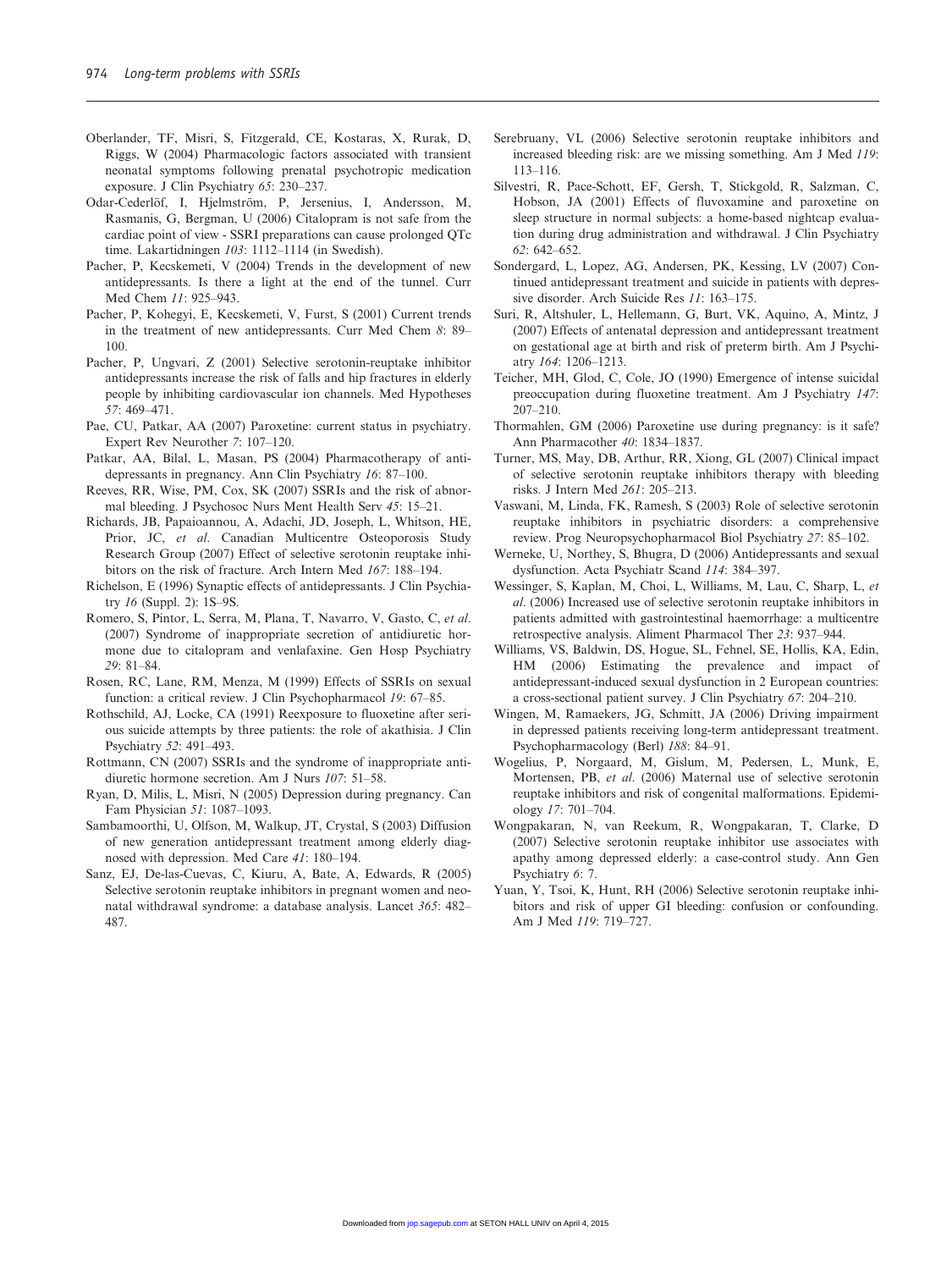Oberlander, TF, Misri, S, Fitzgerald, CE, Kostaras, X, Rurak, D, Riggs, W (2004) Pharmacologic factors associated with transient neonatal symptoms following prenatal psychotropic medication exposure. J Clin Psychiatry *65*: 230–237.

Odar-Cederlöf, I, Hjelmström, P, Jersenius, I, Andersson, M, Rasmanis, G, Bergman, U (2006) Citalopram is not safe from the cardiac point of view - SSRI preparations can cause prolonged QTc time. Lakartidningen *103*: 1112–1114 (in Swedish).

Pacher, P, Kecskemeti, V (2004) Trends in the development of new antidepressants. Is there a light at the end of the tunnel. Curr Med Chem *11*: 925–943.

Pacher, P, Kohegyi, E, Kecskemeti, V, Furst, S (2001) Current trends in the treatment of new antidepressants. Curr Med Chem *8*: 89–100.

Pacher, P, Ungvari, Z (2001) Selective serotonin-reuptake inhibitor antidepressants increase the risk of falls and hip fractures in elderly people by inhibiting cardiovascular ion channels. Med Hypotheses *57*: 469–471.

Pae, CU, Patkar, AA (2007) Paroxetine: current status in psychiatry. Expert Rev Neurother *7*: 107–120.

Patkar, AA, Bilal, L, Masan, PS (2004) Pharmacotherapy of antidepressants in pregnancy. Ann Clin Psychiatry *16*: 87–100.

Reeves, RR, Wise, PM, Cox, SK (2007) SSRIs and the risk of abnormal bleeding. J Psychosoc Nurs Ment Health Serv *45*: 15–21.

Richards, JB, Papaioannou, A, Adachi, JD, Joseph, L, Whitson, HE, Prior, JC, *et al.* Canadian Multicentre Osteoporosis Study Research Group (2007) Effect of selective serotonin reuptake inhibitors on the risk of fracture. Arch Intern Med *167*: 188–194.

Richelson, E (1996) Synaptic effects of antidepressants. J Clin Psychiatry *16* (Suppl. 2): 1S–9S.

Romero, S, Pintor, L, Serra, M, Plana, T, Navarro, V, Gasto, C, *et al.* (2007) Syndrome of inappropriate secretion of antidiuretic hormone due to citalopram and venlafaxine. Gen Hosp Psychiatry *29*: 81–84.

Rosen, RC, Lane, RM, Menza, M (1999) Effects of SSRIs on sexual function: a critical review. J Clin Psychopharmacol *19*: 67–85.

Rothschild, AJ, Locke, CA (1991) Reexposure to fluoxetine after serious suicide attempts by three patients: the role of akathisia. J Clin Psychiatry *52*: 491–493.

Rottmann, CN (2007) SSRIs and the syndrome of inappropriate antidiuretic hormone secretion. Am J Nurs *107*: 51–58.

Ryan, D, Milis, L, Misri, N (2005) Depression during pregnancy. Can Fam Physician *51*: 1087–1093.

Sambamoorthi, U, Olfson, M, Walkup, JT, Crystal, S (2003) Diffusion of new generation antidepressant treatment among elderly diagnosed with depression. Med Care *41*: 180–194.

Sanz, EJ, De-las-Cuevas, C, Kiuru, A, Bate, A, Edwards, R (2005) Selective serotonin reuptake inhibitors in pregnant women and neonatal withdrawal syndrome: a database analysis. Lancet *365*: 482–487.

Serebruany, VL (2006) Selective serotonin reuptake inhibitors and increased bleeding risk: are we missing something. Am J Med *119*: 113–116.

Silvestri, R, Pace-Schott, EF, Gersh, T, Stickgold, R, Salzman, C, Hobson, JA (2001) Effects of fluvoxamine and paroxetine on sleep structure in normal subjects: a home-based nightcap evaluation during drug administration and withdrawal. J Clin Psychiatry *62*: 642–652.

Sondergard, L, Lopez, AG, Andersen, PK, Kessing, LV (2007) Continued antidepressant treatment and suicide in patients with depressive disorder. Arch Suicide Res *11*: 163–175.

Suri, R, Altshuler, L, Hellemann, G, Burt, VK, Aquino, A, Mintz, J (2007) Effects of antenatal depression and antidepressant treatment on gestational age at birth and risk of preterm birth. Am J Psychiatry *164*: 1206–1213.

Teicher, MH, Glod, C, Cole, JO (1990) Emergence of intense suicidal preoccupation during fluoxetine treatment. Am J Psychiatry *147*: 207–210.

Thormahlen, GM (2006) Paroxetine use during pregnancy: is it safe? Ann Pharmacother *40*: 1834–1837.

Turner, MS, May, DB, Arthur, RR, Xiong, GL (2007) Clinical impact of selective serotonin reuptake inhibitors therapy with bleeding risks. J Intern Med *261*: 205–213.

Vaswani, M, Linda, FK, Ramesh, S (2003) Role of selective serotonin reuptake inhibitors in psychiatric disorders: a comprehensive review. Prog Neuropsychopharmacol Biol Psychiatry *27*: 85–102.

Werneke, U, Northey, S, Bhugra, D (2006) Antidepressants and sexual dysfunction. Acta Psychiatr Scand *114*: 384–397.

Wessinger, S, Kaplan, M, Choi, L, Williams, M, Lau, C, Sharp, L, *et al.* (2006) Increased use of selective serotonin reuptake inhibitors in patients admitted with gastrointestinal haemorrhage: a multicentre retrospective analysis. Aliment Pharmacol Ther *23*: 937–944.

Williams, VS, Baldwin, DS, Hogue, SL, Fehnel, SE, Hollis, KA, Edin, HM (2006) Estimating the prevalence and impact of antidepressant-induced sexual dysfunction in 2 European countries: a cross-sectional patient survey. J Clin Psychiatry *67*: 204–210.

Wingen, M, Ramaekers, JG, Schmitt, JA (2006) Driving impairment in depressed patients receiving long-term antidepressant treatment. Psychopharmacology (Berl) *188*: 84–91.

Wogelius, P, Norgaard, M, Gislum, M, Pedersen, L, Munk, E, Mortensen, PB, *et al.* (2006) Maternal use of selective serotonin reuptake inhibitors and risk of congenital malformations. Epidemiology *17*: 701–704.

Wongpakaran, N, van Reekum, R, Wongpakaran, T, Clarke, D (2007) Selective serotonin reuptake inhibitor use associates with apathy among depressed elderly: a case-control study. Ann Gen Psychiatry *6*: 7.

Yuan, Y, Tsoi, K, Hunt, RH (2006) Selective serotonin reuptake inhibitors and risk of upper GI bleeding: confusion or confounding. Am J Med *119*: 719–727.